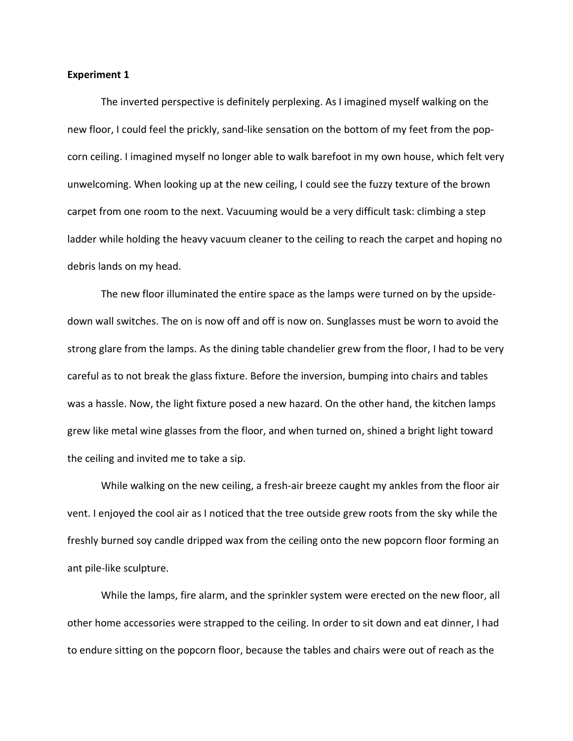**Experiment 1**

The inverted perspective is definitely perplexing. As I imagined myself walking on the new floor, I could feel the prickly, sand-like sensation on the bottom of my feet from the pop-corn ceiling. I imagined myself no longer able to walk barefoot in my own house, which felt very unwelcoming. When looking up at the new ceiling, I could see the fuzzy texture of the brown carpet from one room to the next. Vacuuming would be a very difficult task: climbing a step ladder while holding the heavy vacuum cleaner to the ceiling to reach the carpet and hoping no debris lands on my head.

The new floor illuminated the entire space as the lamps were turned on by the upside-down wall switches. The on is now off and off is now on. Sunglasses must be worn to avoid the strong glare from the lamps. As the dining table chandelier grew from the floor, I had to be very careful as to not break the glass fixture. Before the inversion, bumping into chairs and tables was a hassle. Now, the light fixture posed a new hazard. On the other hand, the kitchen lamps grew like metal wine glasses from the floor, and when turned on, shined a bright light toward the ceiling and invited me to take a sip.

While walking on the new ceiling, a fresh-air breeze caught my ankles from the floor air vent. I enjoyed the cool air as I noticed that the tree outside grew roots from the sky while the freshly burned soy candle dripped wax from the ceiling onto the new popcorn floor forming an ant pile-like sculpture.

While the lamps, fire alarm, and the sprinkler system were erected on the new floor, all other home accessories were strapped to the ceiling. In order to sit down and eat dinner, I had to endure sitting on the popcorn floor, because the tables and chairs were out of reach as the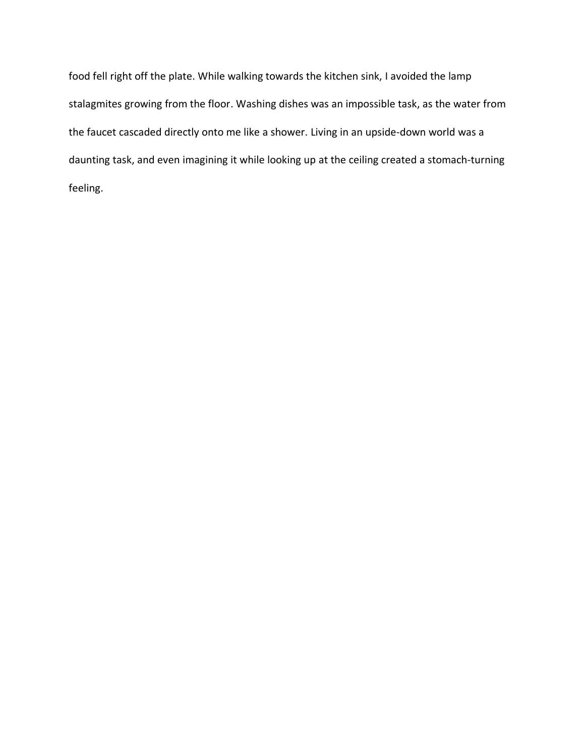food fell right off the plate. While walking towards the kitchen sink, I avoided the lamp stalagmites growing from the floor. Washing dishes was an impossible task, as the water from the faucet cascaded directly onto me like a shower. Living in an upside-down world was a daunting task, and even imagining it while looking up at the ceiling created a stomach-turning feeling.